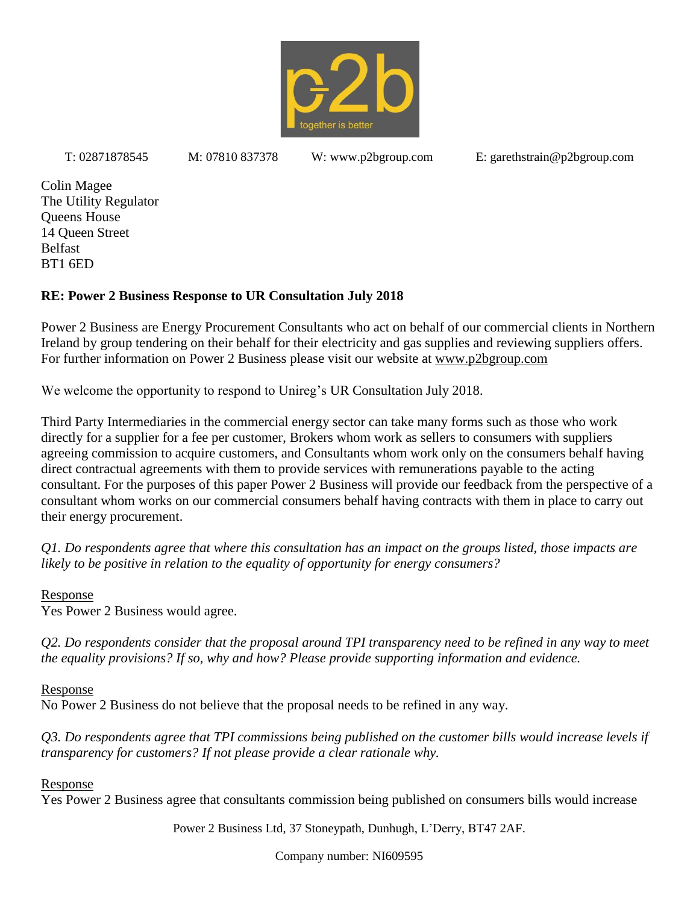T: 02871878545 M: 07810 837378 W: www.p2bgroup.com E: garethstrain@p2bgroup.com

Colin Magee
The Utility Regulator
Queens House
14 Queen Street
Belfast
BT1 6ED

**RE: Power 2 Business Response to UR Consultation July 2018**

Power 2 Business are Energy Procurement Consultants who act on behalf of our commercial clients in Northern Ireland by group tendering on their behalf for their electricity and gas supplies and reviewing suppliers offers. For further information on Power 2 Business please visit our website at www.p2bgroup.com

We welcome the opportunity to respond to Unireg's UR Consultation July 2018.

Third Party Intermediaries in the commercial energy sector can take many forms such as those who work directly for a supplier for a fee per customer, Brokers whom work as sellers to consumers with suppliers agreeing commission to acquire customers, and Consultants whom work only on the consumers behalf having direct contractual agreements with them to provide services with remunerations payable to the acting consultant. For the purposes of this paper Power 2 Business will provide our feedback from the perspective of a consultant whom works on our commercial consumers behalf having contracts with them in place to carry out their energy procurement.

*Q1. Do respondents agree that where this consultation has an impact on the groups listed, those impacts are likely to be positive in relation to the equality of opportunity for energy consumers?*

Response
Yes Power 2 Business would agree.

*Q2. Do respondents consider that the proposal around TPI transparency need to be refined in any way to meet the equality provisions? If so, why and how? Please provide supporting information and evidence.*

Response
No Power 2 Business do not believe that the proposal needs to be refined in any way.

*Q3. Do respondents agree that TPI commissions being published on the customer bills would increase levels if transparency for customers? If not please provide a clear rationale why.*

Response
Yes Power 2 Business agree that consultants commission being published on consumers bills would increase

Power 2 Business Ltd, 37 Stoneypath, Dunhugh, L'Derry, BT47 2AF.

Company number: NI609595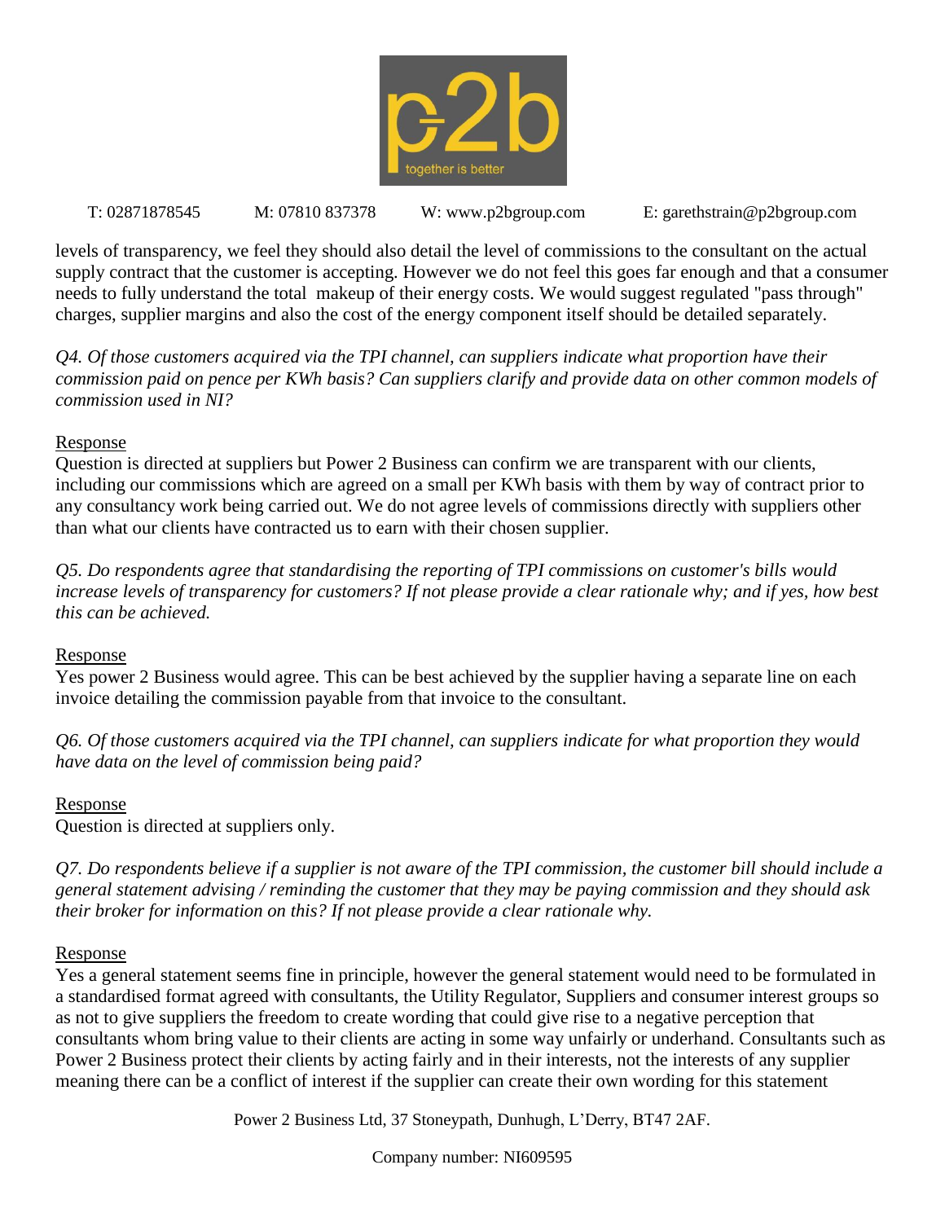levels of transparency, we feel they should also detail the level of commissions to the consultant on the actual supply contract that the customer is accepting. However we do not feel this goes far enough and that a consumer needs to fully understand the total makeup of their energy costs. We would suggest regulated "pass through" charges, supplier margins and also the cost of the energy component itself should be detailed separately.

*Q4. Of those customers acquired via the TPI channel, can suppliers indicate what proportion have their commission paid on pence per KWh basis? Can suppliers clarify and provide data on other common models of commission used in NI?*

Response

Question is directed at suppliers but Power 2 Business can confirm we are transparent with our clients, including our commissions which are agreed on a small per KWh basis with them by way of contract prior to any consultancy work being carried out. We do not agree levels of commissions directly with suppliers other than what our clients have contracted us to earn with their chosen supplier.

*Q5. Do respondents agree that standardising the reporting of TPI commissions on customer's bills would increase levels of transparency for customers? If not please provide a clear rationale why; and if yes, how best this can be achieved.*

Response

Yes power 2 Business would agree. This can be best achieved by the supplier having a separate line on each invoice detailing the commission payable from that invoice to the consultant.

*Q6. Of those customers acquired via the TPI channel, can suppliers indicate for what proportion they would have data on the level of commission being paid?*

Response

Question is directed at suppliers only.

*Q7. Do respondents believe if a supplier is not aware of the TPI commission, the customer bill should include a general statement advising / reminding the customer that they may be paying commission and they should ask their broker for information on this? If not please provide a clear rationale why.*

Response

Yes a general statement seems fine in principle, however the general statement would need to be formulated in a standardised format agreed with consultants, the Utility Regulator, Suppliers and consumer interest groups so as not to give suppliers the freedom to create wording that could give rise to a negative perception that consultants whom bring value to their clients are acting in some way unfairly or underhand. Consultants such as Power 2 Business protect their clients by acting fairly and in their interests, not the interests of any supplier meaning there can be a conflict of interest if the supplier can create their own wording for this statement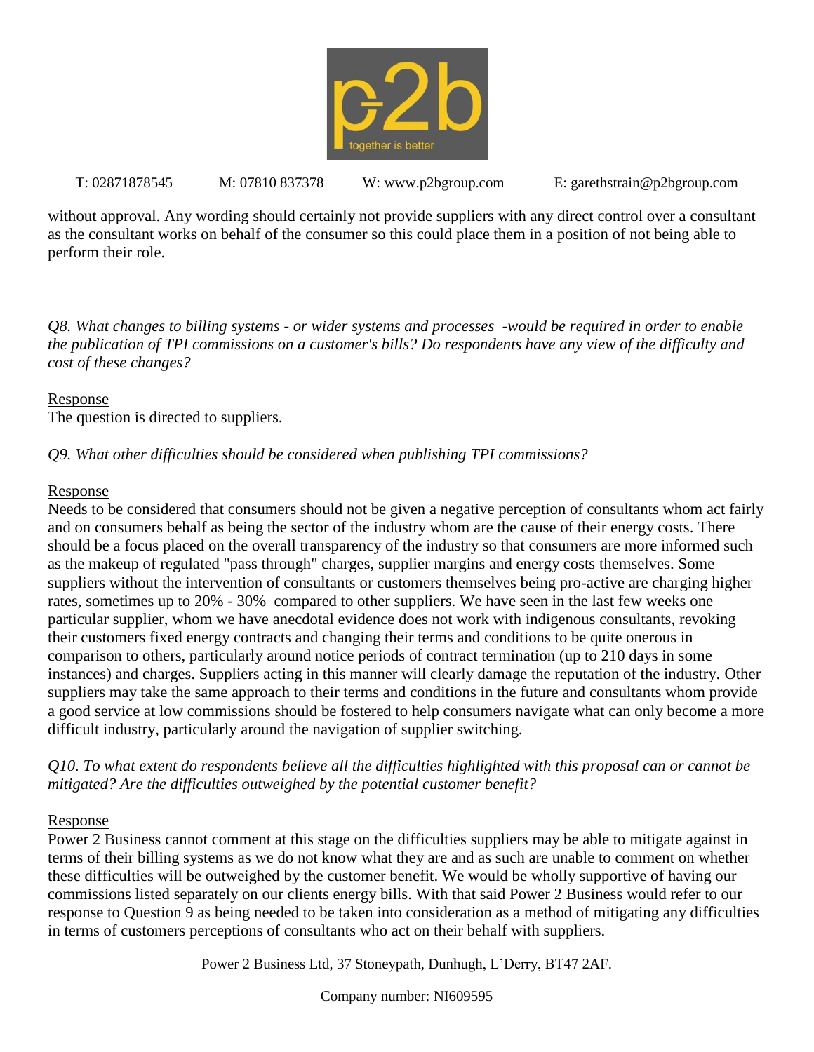without approval. Any wording should certainly not provide suppliers with any direct control over a consultant as the consultant works on behalf of the consumer so this could place them in a position of not being able to perform their role.

*Q8. What changes to billing systems - or wider systems and processes -would be required in order to enable the publication of TPI commissions on a customer's bills? Do respondents have any view of the difficulty and cost of these changes?*

Response

The question is directed to suppliers.

*Q9. What other difficulties should be considered when publishing TPI commissions?*

Response

Needs to be considered that consumers should not be given a negative perception of consultants whom act fairly and on consumers behalf as being the sector of the industry whom are the cause of their energy costs. There should be a focus placed on the overall transparency of the industry so that consumers are more informed such as the makeup of regulated "pass through" charges, supplier margins and energy costs themselves. Some suppliers without the intervention of consultants or customers themselves being pro-active are charging higher rates, sometimes up to 20% - 30% compared to other suppliers. We have seen in the last few weeks one particular supplier, whom we have anecdotal evidence does not work with indigenous consultants, revoking their customers fixed energy contracts and changing their terms and conditions to be quite onerous in comparison to others, particularly around notice periods of contract termination (up to 210 days in some instances) and charges. Suppliers acting in this manner will clearly damage the reputation of the industry. Other suppliers may take the same approach to their terms and conditions in the future and consultants whom provide a good service at low commissions should be fostered to help consumers navigate what can only become a more difficult industry, particularly around the navigation of supplier switching.

*Q10. To what extent do respondents believe all the difficulties highlighted with this proposal can or cannot be mitigated? Are the difficulties outweighed by the potential customer benefit?*

Response

Power 2 Business cannot comment at this stage on the difficulties suppliers may be able to mitigate against in terms of their billing systems as we do not know what they are and as such are unable to comment on whether these difficulties will be outweighed by the customer benefit. We would be wholly supportive of having our commissions listed separately on our clients energy bills. With that said Power 2 Business would refer to our response to Question 9 as being needed to be taken into consideration as a method of mitigating any difficulties in terms of customers perceptions of consultants who act on their behalf with suppliers.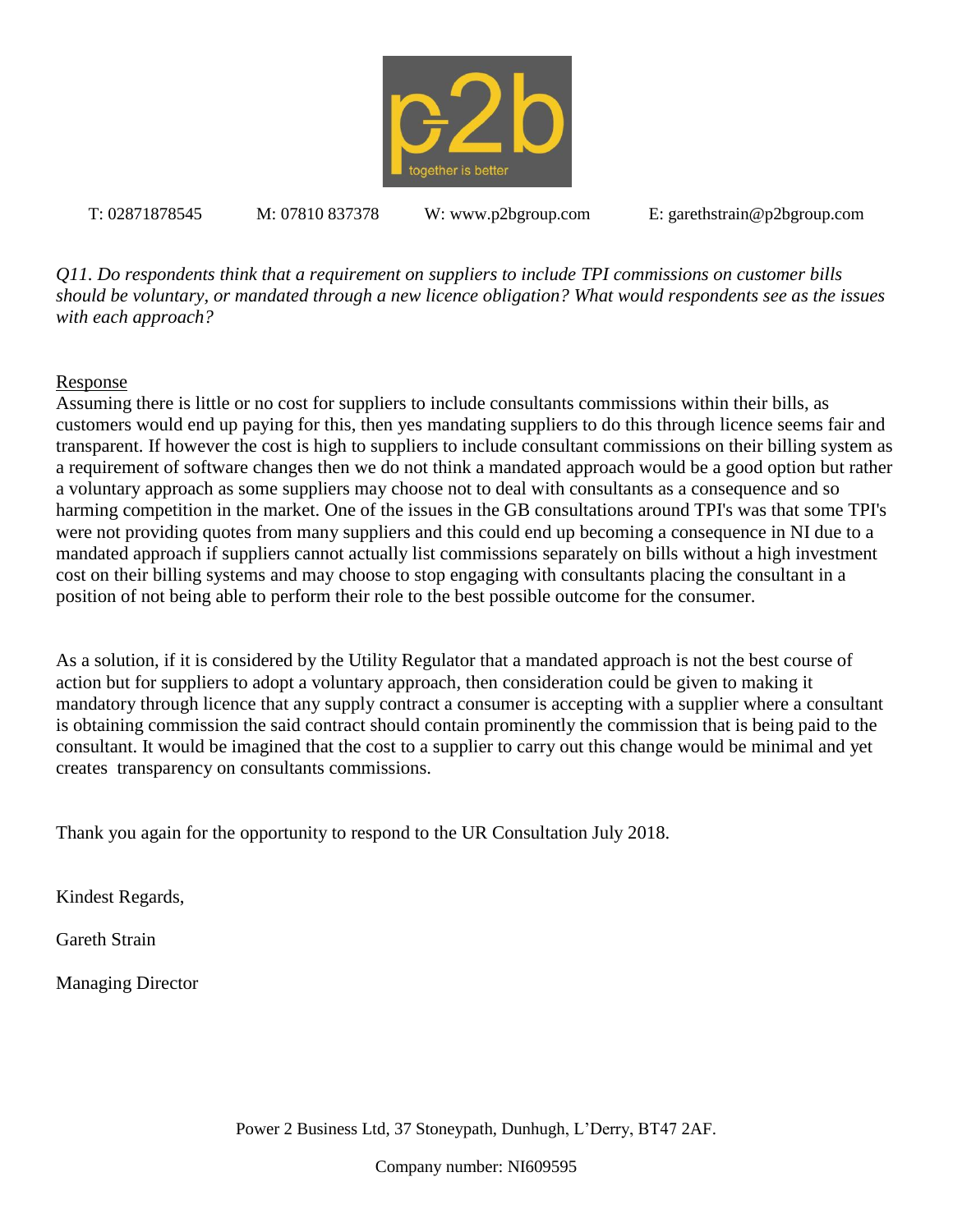T: 02871878545 M: 07810 837378 W: www.p2bgroup.com E: garethstrain@p2bgroup.com

*Q11. Do respondents think that a requirement on suppliers to include TPI commissions on customer bills should be voluntary, or mandated through a new licence obligation? What would respondents see as the issues with each approach?*

Response

Assuming there is little or no cost for suppliers to include consultants commissions within their bills, as customers would end up paying for this, then yes mandating suppliers to do this through licence seems fair and transparent. If however the cost is high to suppliers to include consultant commissions on their billing system as a requirement of software changes then we do not think a mandated approach would be a good option but rather a voluntary approach as some suppliers may choose not to deal with consultants as a consequence and so harming competition in the market. One of the issues in the GB consultations around TPI's was that some TPI's were not providing quotes from many suppliers and this could end up becoming a consequence in NI due to a mandated approach if suppliers cannot actually list commissions separately on bills without a high investment cost on their billing systems and may choose to stop engaging with consultants placing the consultant in a position of not being able to perform their role to the best possible outcome for the consumer.

As a solution, if it is considered by the Utility Regulator that a mandated approach is not the best course of action but for suppliers to adopt a voluntary approach, then consideration could be given to making it mandatory through licence that any supply contract a consumer is accepting with a supplier where a consultant is obtaining commission the said contract should contain prominently the commission that is being paid to the consultant. It would be imagined that the cost to a supplier to carry out this change would be minimal and yet creates transparency on consultants commissions.

Thank you again for the opportunity to respond to the UR Consultation July 2018.

Kindest Regards,

Gareth Strain

Managing Director

Power 2 Business Ltd, 37 Stoneypath, Dunhugh, L'Derry, BT47 2AF.

Company number: NI609595